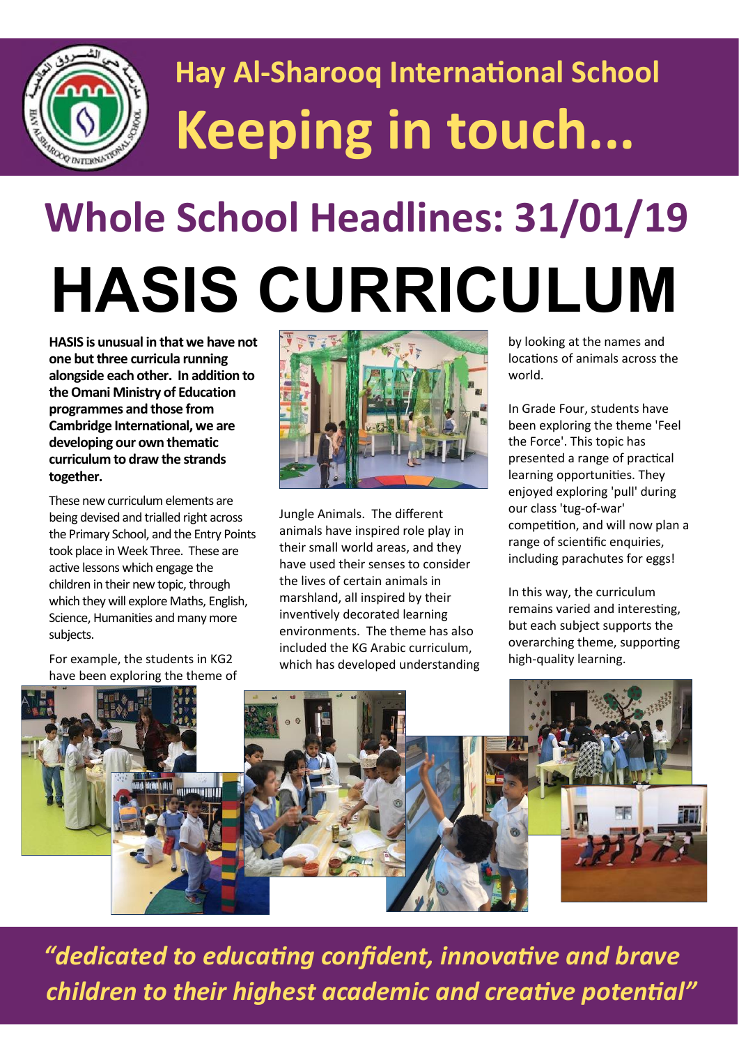# Hay Al-Sharooq International School

# Keeping in touch...

## Whole School Headlines: 31/01/19

# HASIS CURRICULUM

**HASIS is unusual in that we have not one but three curricula running alongside each other. In addition to the Omani Ministry of Education programmes and those from Cambridge International, we are developing our own thematic curriculum to draw the strands together.**

These new curriculum elements are being devised and trialled right across the Primary School, and the Entry Points took place in Week Three. These are active lessons which engage the children in their new topic, through which they will explore Maths, English, Science, Humanities and many more subjects.

For example, the students in KG2 have been exploring the theme of Jungle Animals. The different animals have inspired role play in their small world areas, and they have used their senses to consider the lives of certain animals in marshland, all inspired by their inventively decorated learning environments. The theme has also included the KG Arabic curriculum, which has developed understanding by looking at the names and locations of animals across the world.

In Grade Four, students have been exploring the theme 'Feel the Force'. This topic has presented a range of practical learning opportunities. They enjoyed exploring 'pull' during our class 'tug-of-war' competition, and will now plan a range of scientific enquiries, including parachutes for eggs!

In this way, the curriculum remains varied and interesting, but each subject supports the overarching theme, supporting high-quality learning.

*"dedicated to educating confident, innovative and brave children to their highest academic and creative potential"*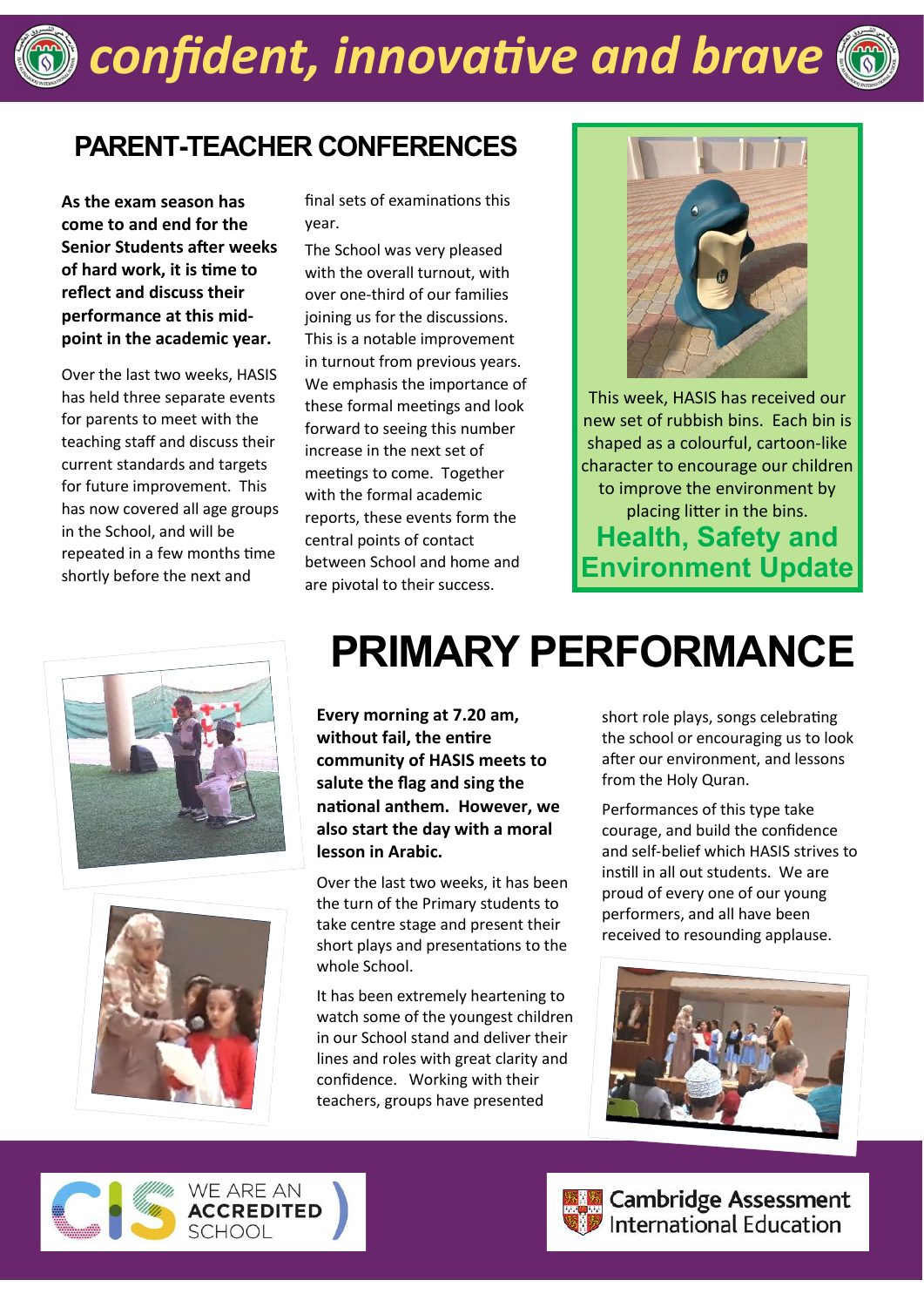# *confident, innovative and brave*

## PARENT-TEACHER CONFERENCES

**As the exam season has come to and end for the Senior Students after weeks of hard work, it is time to reflect and discuss their performance at this mid-point in the academic year.**

Over the last two weeks, HASIS has held three separate events for parents to meet with the teaching staff and discuss their current standards and targets for future improvement. This has now covered all age groups in the School, and will be repeated in a few months time shortly before the next and final sets of examinations this year.

The School was very pleased with the overall turnout, with over one-third of our families joining us for the discussions. This is a notable improvement in turnout from previous years. We emphasis the importance of these formal meetings and look forward to seeing this number increase in the next set of meetings to come. Together with the formal academic reports, these events form the central points of contact between School and home and are pivotal to their success.

This week, HASIS has received our new set of rubbish bins. Each bin is shaped as a colourful, cartoon-like character to encourage our children to improve the environment by placing litter in the bins.

### Health, Safety and Environment Update

## PRIMARY PERFORMANCE

**Every morning at 7.20 am, without fail, the entire community of HASIS meets to salute the flag and sing the national anthem. However, we also start the day with a moral lesson in Arabic.**

Over the last two weeks, it has been the turn of the Primary students to take centre stage and present their short plays and presentations to the whole School.

It has been extremely heartening to watch some of the youngest children in our School stand and deliver their lines and roles with great clarity and confidence. Working with their teachers, groups have presented short role plays, songs celebrating the school or encouraging us to look after our environment, and lessons from the Holy Quran.

Performances of this type take courage, and build the confidence and self-belief which HASIS strives to instill in all out students. We are proud of every one of our young performers, and all have been received to resounding applause.

WE ARE AN ACCREDITED SCHOOL

Cambridge Assessment International Education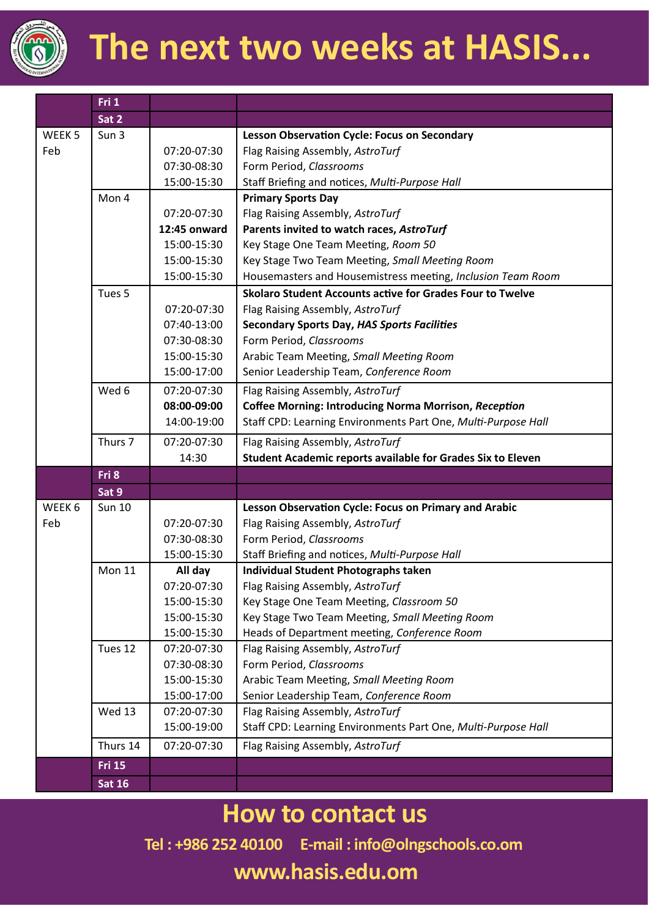# The next two weeks at HASIS...

| | | | |
|---|---|---|---|
| | **Fri 1** | | |
| | **Sat 2** | | |
| WEEK 5 Feb | Sun 3 | | **Lesson Observation Cycle: Focus on Secondary** |
| | | 07:20-07:30 | Flag Raising Assembly, *AstroTurf* |
| | | 07:30-08:30 | Form Period, *Classrooms* |
| | | 15:00-15:30 | Staff Briefing and notices, *Multi-Purpose Hall* |
| | Mon 4 | | **Primary Sports Day** |
| | | 07:20-07:30 | Flag Raising Assembly, *AstroTurf* |
| | | **12:45 onward** | **Parents invited to watch races, *AstroTurf*** |
| | | 15:00-15:30 | Key Stage One Team Meeting, *Room 50* |
| | | 15:00-15:30 | Key Stage Two Team Meeting, *Small Meeting Room* |
| | | 15:00-15:30 | Housemasters and Housemistress meeting, *Inclusion Team Room* |
| | Tues 5 | | **Skolaro Student Accounts active for Grades Four to Twelve** |
| | | 07:20-07:30 | Flag Raising Assembly, *AstroTurf* |
| | | 07:40-13:00 | **Secondary Sports Day, *HAS Sports Facilities*** |
| | | 07:30-08:30 | Form Period, *Classrooms* |
| | | 15:00-15:30 | Arabic Team Meeting, *Small Meeting Room* |
| | | 15:00-17:00 | Senior Leadership Team, *Conference Room* |
| | Wed 6 | 07:20-07:30 | Flag Raising Assembly, *AstroTurf* |
| | | **08:00-09:00** | **Coffee Morning: Introducing Norma Morrison, *Reception*** |
| | | 14:00-19:00 | Staff CPD: Learning Environments Part One, *Multi-Purpose Hall* |
| | Thurs 7 | 07:20-07:30 | Flag Raising Assembly, *AstroTurf* |
| | | 14:30 | **Student Academic reports available for Grades Six to Eleven** |
| | **Fri 8** | | |
| | **Sat 9** | | |
| WEEK 6 Feb | Sun 10 | | **Lesson Observation Cycle: Focus on Primary and Arabic** |
| | | 07:20-07:30 | Flag Raising Assembly, *AstroTurf* |
| | | 07:30-08:30 | Form Period, *Classrooms* |
| | | 15:00-15:30 | Staff Briefing and notices, *Multi-Purpose Hall* |
| | Mon 11 | **All day** | **Individual Student Photographs taken** |
| | | 07:20-07:30 | Flag Raising Assembly, *AstroTurf* |
| | | 15:00-15:30 | Key Stage One Team Meeting, *Classroom 50* |
| | | 15:00-15:30 | Key Stage Two Team Meeting, *Small Meeting Room* |
| | | 15:00-15:30 | Heads of Department meeting, *Conference Room* |
| | Tues 12 | 07:20-07:30 | Flag Raising Assembly, *AstroTurf* |
| | | 07:30-08:30 | Form Period, *Classrooms* |
| | | 15:00-15:30 | Arabic Team Meeting, *Small Meeting Room* |
| | | 15:00-17:00 | Senior Leadership Team, *Conference Room* |
| | Wed 13 | 07:20-07:30 | Flag Raising Assembly, *AstroTurf* |
| | | 15:00-19:00 | Staff CPD: Learning Environments Part One, *Multi-Purpose Hall* |
| | Thurs 14 | 07:20-07:30 | Flag Raising Assembly, *AstroTurf* |
| | **Fri 15** | | |
| | **Sat 16** | | |

## How to contact us

**Tel : +986 252 40100 E-mail : info@olngschools.co.om**

**www.hasis.edu.om**